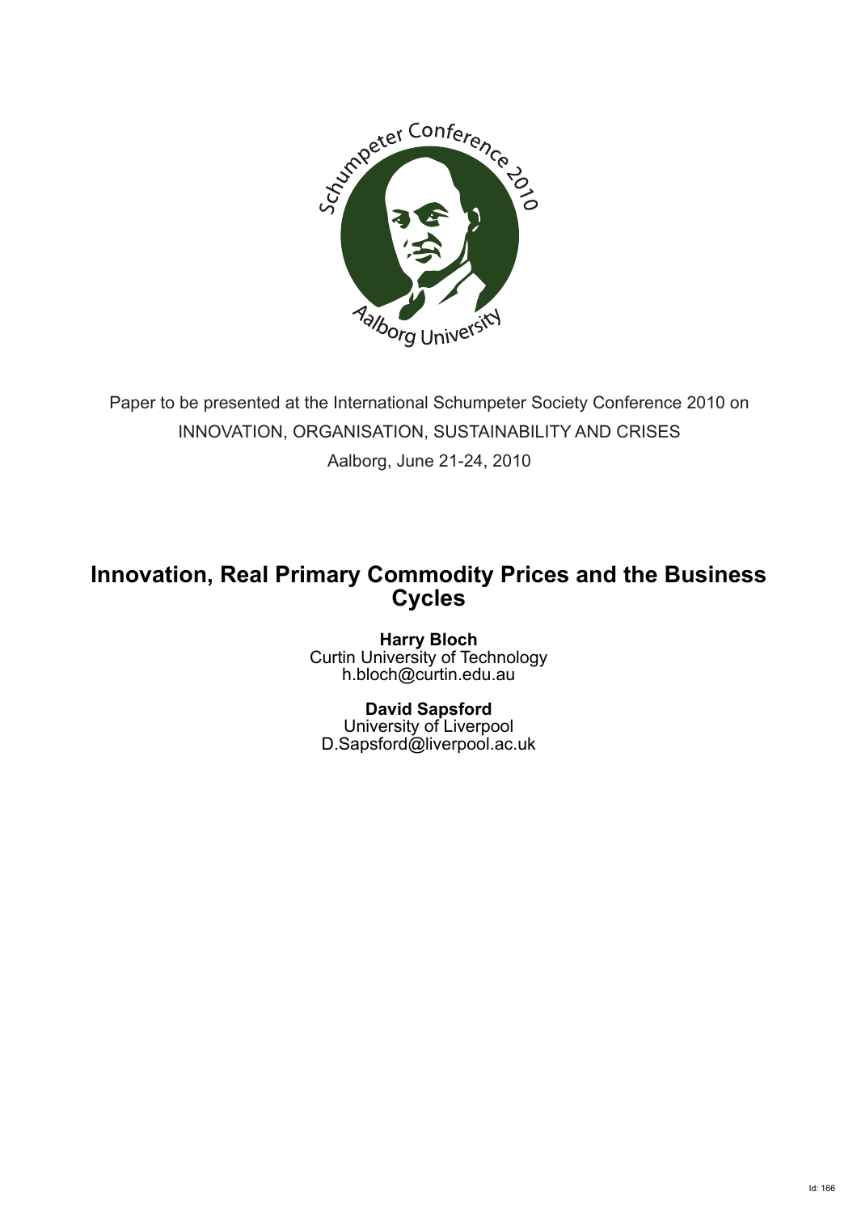Paper to be presented at the International Schumpeter Society Conference 2010 on
INNOVATION, ORGANISATION, SUSTAINABILITY AND CRISES
Aalborg, June 21-24, 2010

# Innovation, Real Primary Commodity Prices and the Business Cycles

**Harry Bloch**
Curtin University of Technology
h.bloch@curtin.edu.au

**David Sapsford**
University of Liverpool
D.Sapsford@liverpool.ac.uk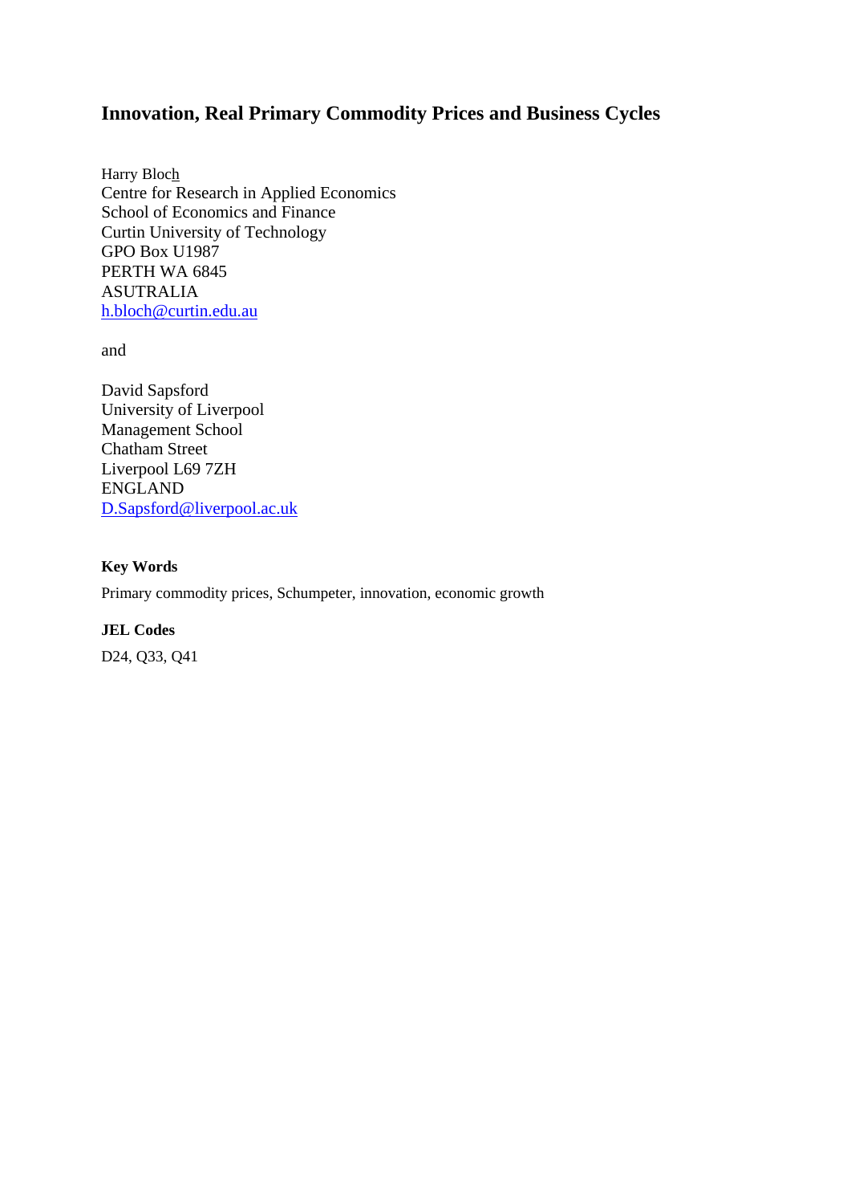# Innovation, Real Primary Commodity Prices and Business Cycles

Harry Bloch
Centre for Research in Applied Economics
School of Economics and Finance
Curtin University of Technology
GPO Box U1987
PERTH WA 6845
ASUTRALIA
h.bloch@curtin.edu.au

and

David Sapsford
University of Liverpool
Management School
Chatham Street
Liverpool L69 7ZH
ENGLAND
D.Sapsford@liverpool.ac.uk

**Key Words**

Primary commodity prices, Schumpeter, innovation, economic growth

**JEL Codes**

D24, Q33, Q41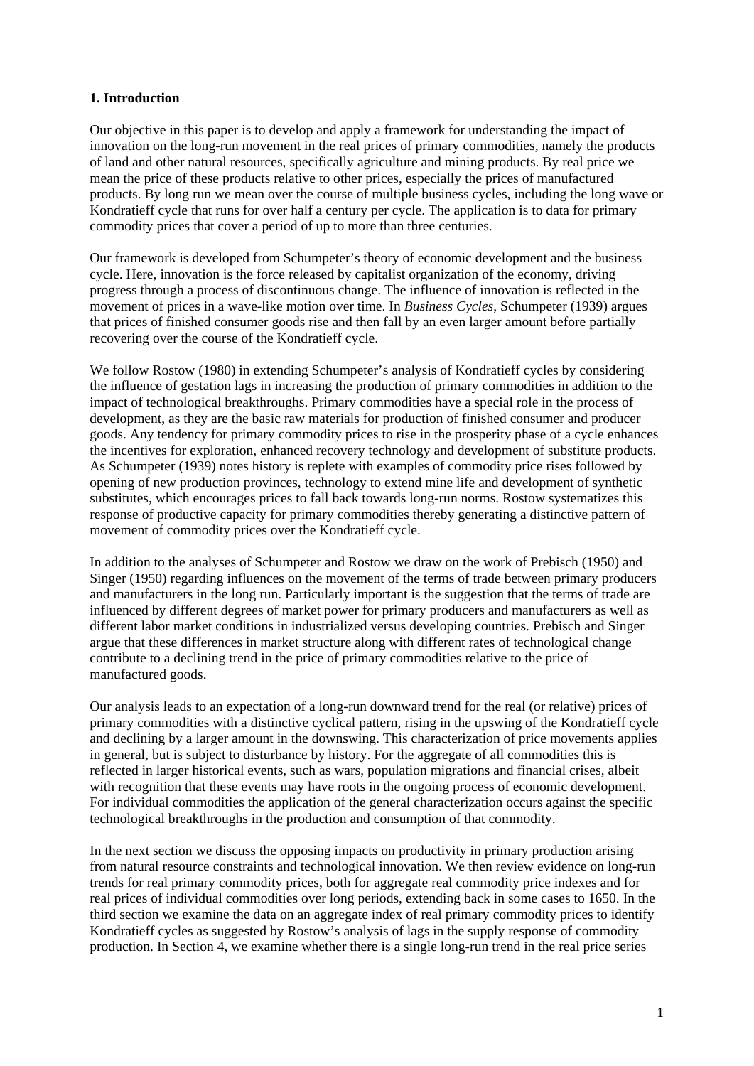### 1. Introduction

Our objective in this paper is to develop and apply a framework for understanding the impact of innovation on the long-run movement in the real prices of primary commodities, namely the products of land and other natural resources, specifically agriculture and mining products. By real price we mean the price of these products relative to other prices, especially the prices of manufactured products. By long run we mean over the course of multiple business cycles, including the long wave or Kondratieff cycle that runs for over half a century per cycle. The application is to data for primary commodity prices that cover a period of up to more than three centuries.

Our framework is developed from Schumpeter's theory of economic development and the business cycle. Here, innovation is the force released by capitalist organization of the economy, driving progress through a process of discontinuous change. The influence of innovation is reflected in the movement of prices in a wave-like motion over time. In *Business Cycles*, Schumpeter (1939) argues that prices of finished consumer goods rise and then fall by an even larger amount before partially recovering over the course of the Kondratieff cycle.

We follow Rostow (1980) in extending Schumpeter's analysis of Kondratieff cycles by considering the influence of gestation lags in increasing the production of primary commodities in addition to the impact of technological breakthroughs. Primary commodities have a special role in the process of development, as they are the basic raw materials for production of finished consumer and producer goods. Any tendency for primary commodity prices to rise in the prosperity phase of a cycle enhances the incentives for exploration, enhanced recovery technology and development of substitute products. As Schumpeter (1939) notes history is replete with examples of commodity price rises followed by opening of new production provinces, technology to extend mine life and development of synthetic substitutes, which encourages prices to fall back towards long-run norms. Rostow systematizes this response of productive capacity for primary commodities thereby generating a distinctive pattern of movement of commodity prices over the Kondratieff cycle.

In addition to the analyses of Schumpeter and Rostow we draw on the work of Prebisch (1950) and Singer (1950) regarding influences on the movement of the terms of trade between primary producers and manufacturers in the long run. Particularly important is the suggestion that the terms of trade are influenced by different degrees of market power for primary producers and manufacturers as well as different labor market conditions in industrialized versus developing countries. Prebisch and Singer argue that these differences in market structure along with different rates of technological change contribute to a declining trend in the price of primary commodities relative to the price of manufactured goods.

Our analysis leads to an expectation of a long-run downward trend for the real (or relative) prices of primary commodities with a distinctive cyclical pattern, rising in the upswing of the Kondratieff cycle and declining by a larger amount in the downswing. This characterization of price movements applies in general, but is subject to disturbance by history. For the aggregate of all commodities this is reflected in larger historical events, such as wars, population migrations and financial crises, albeit with recognition that these events may have roots in the ongoing process of economic development. For individual commodities the application of the general characterization occurs against the specific technological breakthroughs in the production and consumption of that commodity.

In the next section we discuss the opposing impacts on productivity in primary production arising from natural resource constraints and technological innovation. We then review evidence on long-run trends for real primary commodity prices, both for aggregate real commodity price indexes and for real prices of individual commodities over long periods, extending back in some cases to 1650. In the third section we examine the data on an aggregate index of real primary commodity prices to identify Kondratieff cycles as suggested by Rostow's analysis of lags in the supply response of commodity production. In Section 4, we examine whether there is a single long-run trend in the real price series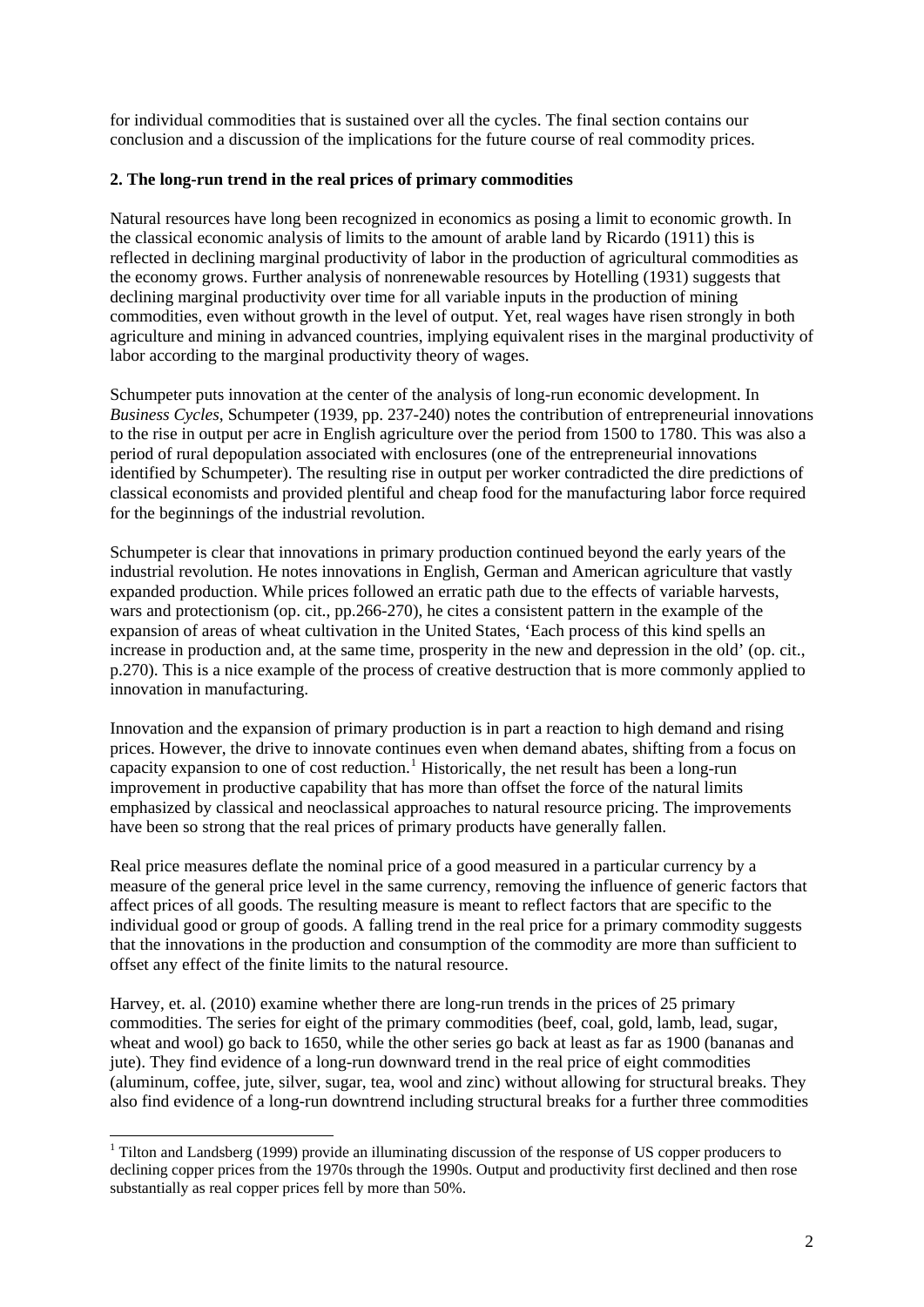for individual commodities that is sustained over all the cycles. The final section contains our conclusion and a discussion of the implications for the future course of real commodity prices.

## 2. The long-run trend in the real prices of primary commodities

Natural resources have long been recognized in economics as posing a limit to economic growth. In the classical economic analysis of limits to the amount of arable land by Ricardo (1911) this is reflected in declining marginal productivity of labor in the production of agricultural commodities as the economy grows. Further analysis of nonrenewable resources by Hotelling (1931) suggests that declining marginal productivity over time for all variable inputs in the production of mining commodities, even without growth in the level of output. Yet, real wages have risen strongly in both agriculture and mining in advanced countries, implying equivalent rises in the marginal productivity of labor according to the marginal productivity theory of wages.

Schumpeter puts innovation at the center of the analysis of long-run economic development. In *Business Cycles*, Schumpeter (1939, pp. 237-240) notes the contribution of entrepreneurial innovations to the rise in output per acre in English agriculture over the period from 1500 to 1780. This was also a period of rural depopulation associated with enclosures (one of the entrepreneurial innovations identified by Schumpeter). The resulting rise in output per worker contradicted the dire predictions of classical economists and provided plentiful and cheap food for the manufacturing labor force required for the beginnings of the industrial revolution.

Schumpeter is clear that innovations in primary production continued beyond the early years of the industrial revolution. He notes innovations in English, German and American agriculture that vastly expanded production. While prices followed an erratic path due to the effects of variable harvests, wars and protectionism (op. cit., pp.266-270), he cites a consistent pattern in the example of the expansion of areas of wheat cultivation in the United States, 'Each process of this kind spells an increase in production and, at the same time, prosperity in the new and depression in the old' (op. cit., p.270). This is a nice example of the process of creative destruction that is more commonly applied to innovation in manufacturing.

Innovation and the expansion of primary production is in part a reaction to high demand and rising prices. However, the drive to innovate continues even when demand abates, shifting from a focus on capacity expansion to one of cost reduction.[1] Historically, the net result has been a long-run improvement in productive capability that has more than offset the force of the natural limits emphasized by classical and neoclassical approaches to natural resource pricing. The improvements have been so strong that the real prices of primary products have generally fallen.

Real price measures deflate the nominal price of a good measured in a particular currency by a measure of the general price level in the same currency, removing the influence of generic factors that affect prices of all goods. The resulting measure is meant to reflect factors that are specific to the individual good or group of goods. A falling trend in the real price for a primary commodity suggests that the innovations in the production and consumption of the commodity are more than sufficient to offset any effect of the finite limits to the natural resource.

Harvey, et. al. (2010) examine whether there are long-run trends in the prices of 25 primary commodities. The series for eight of the primary commodities (beef, coal, gold, lamb, lead, sugar, wheat and wool) go back to 1650, while the other series go back at least as far as 1900 (bananas and jute). They find evidence of a long-run downward trend in the real price of eight commodities (aluminum, coffee, jute, silver, sugar, tea, wool and zinc) without allowing for structural breaks. They also find evidence of a long-run downtrend including structural breaks for a further three commodities

[1] Tilton and Landsberg (1999) provide an illuminating discussion of the response of US copper producers to declining copper prices from the 1970s through the 1990s. Output and productivity first declined and then rose substantially as real copper prices fell by more than 50%.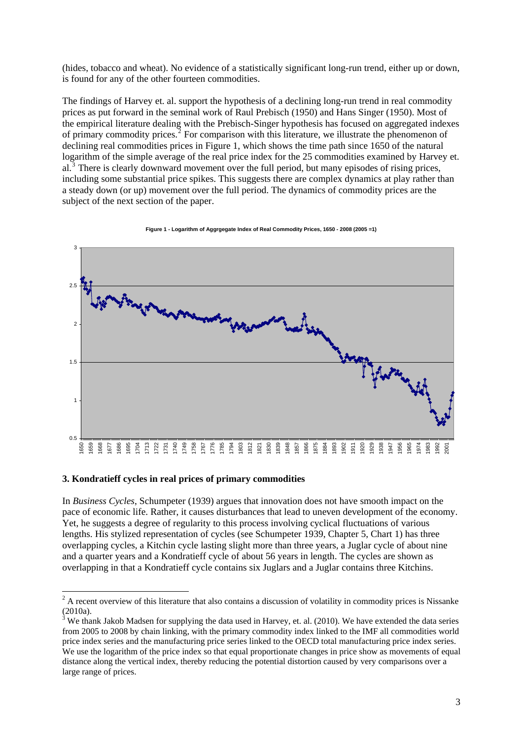(hides, tobacco and wheat). No evidence of a statistically significant long-run trend, either up or down, is found for any of the other fourteen commodities.

The findings of Harvey et. al. support the hypothesis of a declining long-run trend in real commodity prices as put forward in the seminal work of Raul Prebisch (1950) and Hans Singer (1950). Most of the empirical literature dealing with the Prebisch-Singer hypothesis has focused on aggregated indexes of primary commodity prices.[2] For comparison with this literature, we illustrate the phenomenon of declining real commodities prices in Figure 1, which shows the time path since 1650 of the natural logarithm of the simple average of the real price index for the 25 commodities examined by Harvey et. al.[3] There is clearly downward movement over the full period, but many episodes of rising prices, including some substantial price spikes. This suggests there are complex dynamics at play rather than a steady down (or up) movement over the full period. The dynamics of commodity prices are the subject of the next section of the paper.

**Figure 1 - Logarithm of Aggrgegate Index of Real Commodity Prices, 1650 - 2008 (2005 =1)**

## 3. Kondratieff cycles in real prices of primary commodities

In *Business Cycles*, Schumpeter (1939) argues that innovation does not have smooth impact on the pace of economic life. Rather, it causes disturbances that lead to uneven development of the economy. Yet, he suggests a degree of regularity to this process involving cyclical fluctuations of various lengths. His stylized representation of cycles (see Schumpeter 1939, Chapter 5, Chart 1) has three overlapping cycles, a Kitchin cycle lasting slight more than three years, a Juglar cycle of about nine and a quarter years and a Kondratieff cycle of about 56 years in length. The cycles are shown as overlapping in that a Kondratieff cycle contains six Juglars and a Juglar contains three Kitchins.

[2] A recent overview of this literature that also contains a discussion of volatility in commodity prices is Nissanke (2010a).

[3] We thank Jakob Madsen for supplying the data used in Harvey, et. al. (2010). We have extended the data series from 2005 to 2008 by chain linking, with the primary commodity index linked to the IMF all commodities world price index series and the manufacturing price series linked to the OECD total manufacturing price index series. We use the logarithm of the price index so that equal proportionate changes in price show as movements of equal distance along the vertical index, thereby reducing the potential distortion caused by very comparisons over a large range of prices.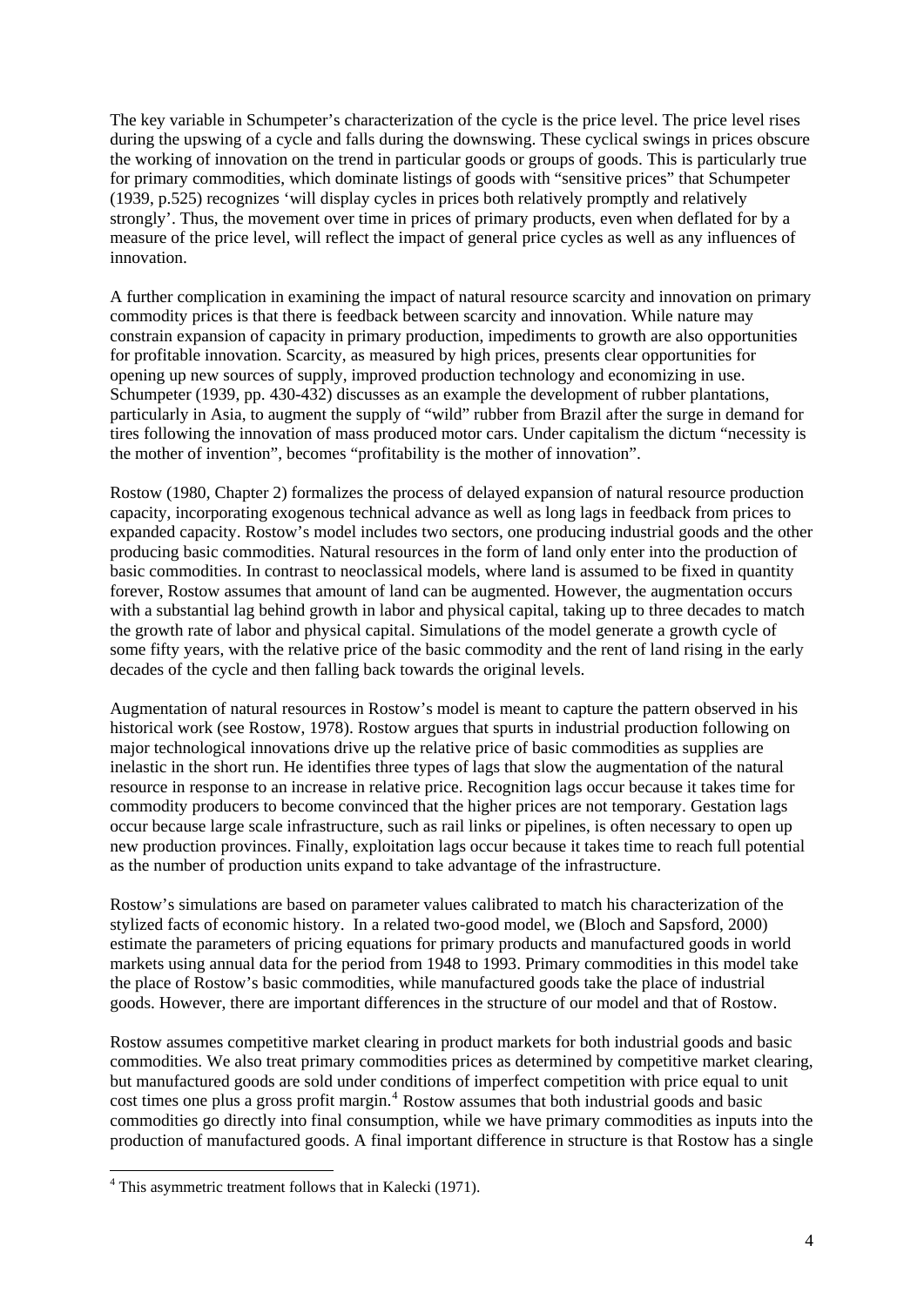The key variable in Schumpeter's characterization of the cycle is the price level. The price level rises during the upswing of a cycle and falls during the downswing. These cyclical swings in prices obscure the working of innovation on the trend in particular goods or groups of goods. This is particularly true for primary commodities, which dominate listings of goods with "sensitive prices" that Schumpeter (1939, p.525) recognizes 'will display cycles in prices both relatively promptly and relatively strongly'. Thus, the movement over time in prices of primary products, even when deflated for by a measure of the price level, will reflect the impact of general price cycles as well as any influences of innovation.

A further complication in examining the impact of natural resource scarcity and innovation on primary commodity prices is that there is feedback between scarcity and innovation. While nature may constrain expansion of capacity in primary production, impediments to growth are also opportunities for profitable innovation. Scarcity, as measured by high prices, presents clear opportunities for opening up new sources of supply, improved production technology and economizing in use. Schumpeter (1939, pp. 430-432) discusses as an example the development of rubber plantations, particularly in Asia, to augment the supply of "wild" rubber from Brazil after the surge in demand for tires following the innovation of mass produced motor cars. Under capitalism the dictum "necessity is the mother of invention", becomes "profitability is the mother of innovation".

Rostow (1980, Chapter 2) formalizes the process of delayed expansion of natural resource production capacity, incorporating exogenous technical advance as well as long lags in feedback from prices to expanded capacity. Rostow's model includes two sectors, one producing industrial goods and the other producing basic commodities. Natural resources in the form of land only enter into the production of basic commodities. In contrast to neoclassical models, where land is assumed to be fixed in quantity forever, Rostow assumes that amount of land can be augmented. However, the augmentation occurs with a substantial lag behind growth in labor and physical capital, taking up to three decades to match the growth rate of labor and physical capital. Simulations of the model generate a growth cycle of some fifty years, with the relative price of the basic commodity and the rent of land rising in the early decades of the cycle and then falling back towards the original levels.

Augmentation of natural resources in Rostow's model is meant to capture the pattern observed in his historical work (see Rostow, 1978). Rostow argues that spurts in industrial production following on major technological innovations drive up the relative price of basic commodities as supplies are inelastic in the short run. He identifies three types of lags that slow the augmentation of the natural resource in response to an increase in relative price. Recognition lags occur because it takes time for commodity producers to become convinced that the higher prices are not temporary. Gestation lags occur because large scale infrastructure, such as rail links or pipelines, is often necessary to open up new production provinces. Finally, exploitation lags occur because it takes time to reach full potential as the number of production units expand to take advantage of the infrastructure.

Rostow's simulations are based on parameter values calibrated to match his characterization of the stylized facts of economic history. In a related two-good model, we (Bloch and Sapsford, 2000) estimate the parameters of pricing equations for primary products and manufactured goods in world markets using annual data for the period from 1948 to 1993. Primary commodities in this model take the place of Rostow's basic commodities, while manufactured goods take the place of industrial goods. However, there are important differences in the structure of our model and that of Rostow.

Rostow assumes competitive market clearing in product markets for both industrial goods and basic commodities. We also treat primary commodities prices as determined by competitive market clearing, but manufactured goods are sold under conditions of imperfect competition with price equal to unit cost times one plus a gross profit margin.[4] Rostow assumes that both industrial goods and basic commodities go directly into final consumption, while we have primary commodities as inputs into the production of manufactured goods. A final important difference in structure is that Rostow has a single

[4] This asymmetric treatment follows that in Kalecki (1971).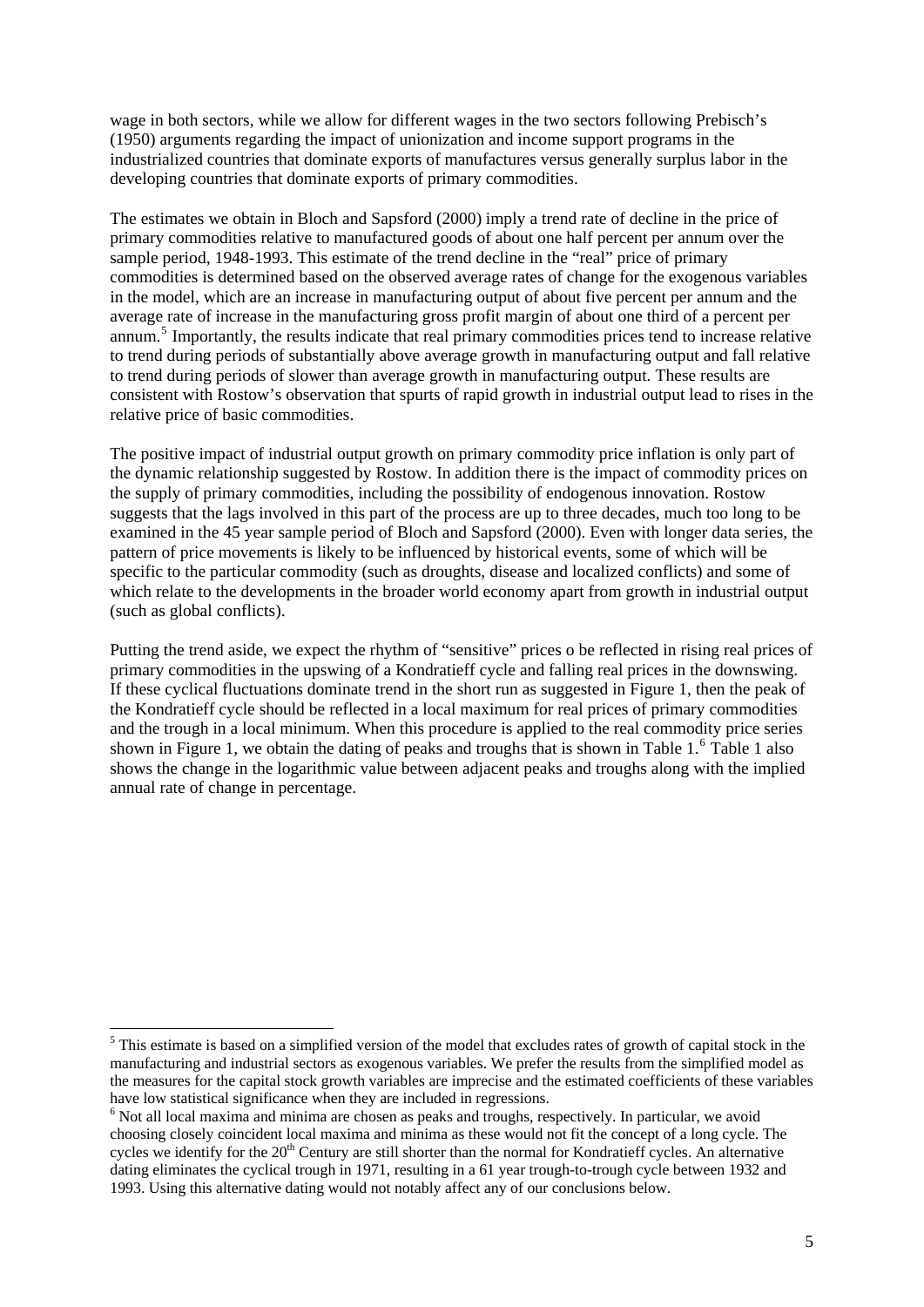wage in both sectors, while we allow for different wages in the two sectors following Prebisch's (1950) arguments regarding the impact of unionization and income support programs in the industrialized countries that dominate exports of manufactures versus generally surplus labor in the developing countries that dominate exports of primary commodities.

The estimates we obtain in Bloch and Sapsford (2000) imply a trend rate of decline in the price of primary commodities relative to manufactured goods of about one half percent per annum over the sample period, 1948-1993. This estimate of the trend decline in the "real" price of primary commodities is determined based on the observed average rates of change for the exogenous variables in the model, which are an increase in manufacturing output of about five percent per annum and the average rate of increase in the manufacturing gross profit margin of about one third of a percent per annum.[5] Importantly, the results indicate that real primary commodities prices tend to increase relative to trend during periods of substantially above average growth in manufacturing output and fall relative to trend during periods of slower than average growth in manufacturing output. These results are consistent with Rostow's observation that spurts of rapid growth in industrial output lead to rises in the relative price of basic commodities.

The positive impact of industrial output growth on primary commodity price inflation is only part of the dynamic relationship suggested by Rostow. In addition there is the impact of commodity prices on the supply of primary commodities, including the possibility of endogenous innovation. Rostow suggests that the lags involved in this part of the process are up to three decades, much too long to be examined in the 45 year sample period of Bloch and Sapsford (2000). Even with longer data series, the pattern of price movements is likely to be influenced by historical events, some of which will be specific to the particular commodity (such as droughts, disease and localized conflicts) and some of which relate to the developments in the broader world economy apart from growth in industrial output (such as global conflicts).

Putting the trend aside, we expect the rhythm of "sensitive" prices o be reflected in rising real prices of primary commodities in the upswing of a Kondratieff cycle and falling real prices in the downswing. If these cyclical fluctuations dominate trend in the short run as suggested in Figure 1, then the peak of the Kondratieff cycle should be reflected in a local maximum for real prices of primary commodities and the trough in a local minimum. When this procedure is applied to the real commodity price series shown in Figure 1, we obtain the dating of peaks and troughs that is shown in Table 1.[6] Table 1 also shows the change in the logarithmic value between adjacent peaks and troughs along with the implied annual rate of change in percentage.

---

[5] This estimate is based on a simplified version of the model that excludes rates of growth of capital stock in the manufacturing and industrial sectors as exogenous variables. We prefer the results from the simplified model as the measures for the capital stock growth variables are imprecise and the estimated coefficients of these variables have low statistical significance when they are included in regressions.

[6] Not all local maxima and minima are chosen as peaks and troughs, respectively. In particular, we avoid choosing closely coincident local maxima and minima as these would not fit the concept of a long cycle. The cycles we identify for the 20th Century are still shorter than the normal for Kondratieff cycles. An alternative dating eliminates the cyclical trough in 1971, resulting in a 61 year trough-to-trough cycle between 1932 and 1993. Using this alternative dating would not notably affect any of our conclusions below.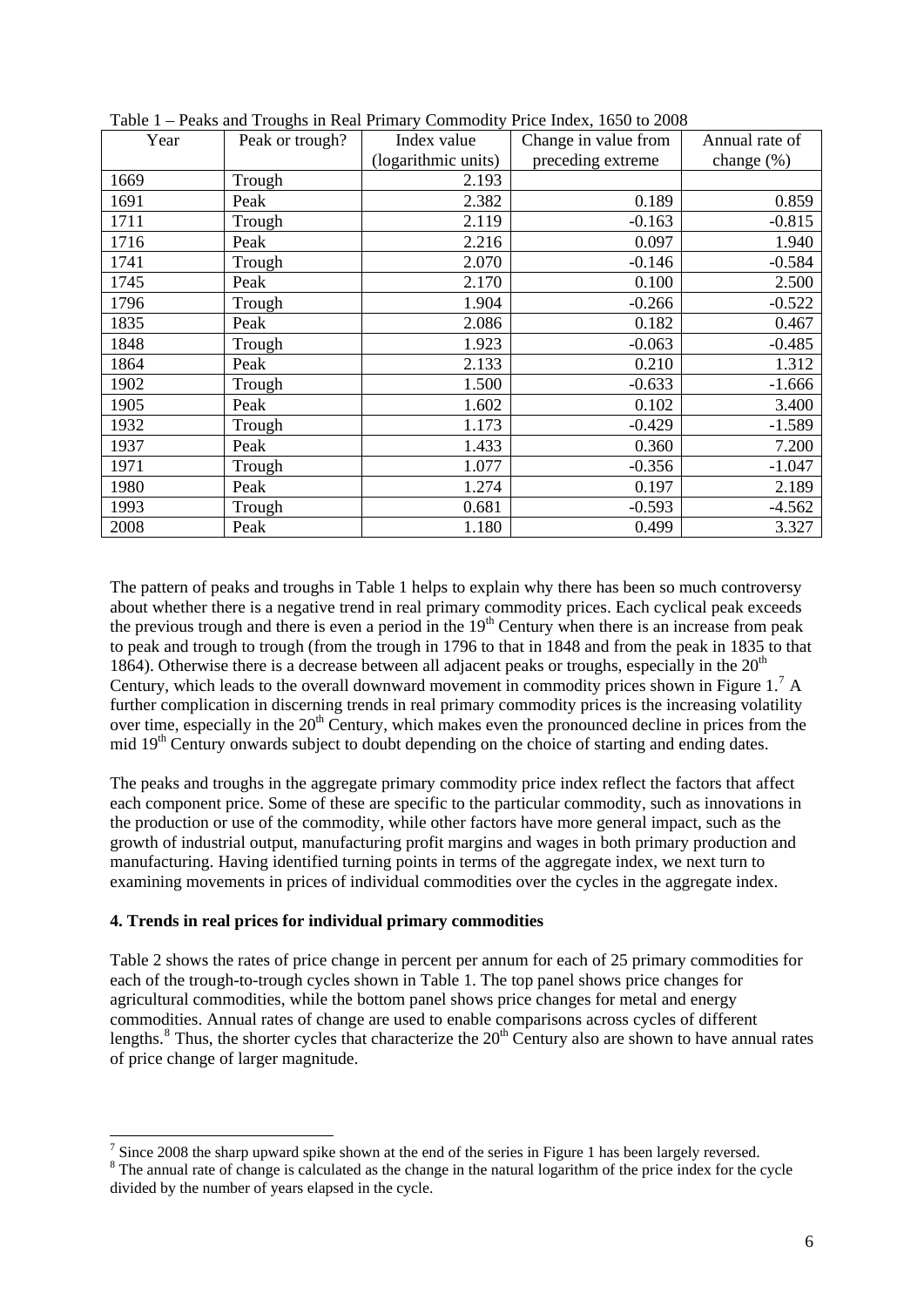Table 1 – Peaks and Troughs in Real Primary Commodity Price Index, 1650 to 2008

| Year | Peak or trough? | Index value (logarithmic units) | Change in value from preceding extreme | Annual rate of change (%) |
|---|---|---|---|---|
| 1669 | Trough | 2.193 | | |
| 1691 | Peak | 2.382 | 0.189 | 0.859 |
| 1711 | Trough | 2.119 | -0.163 | -0.815 |
| 1716 | Peak | 2.216 | 0.097 | 1.940 |
| 1741 | Trough | 2.070 | -0.146 | -0.584 |
| 1745 | Peak | 2.170 | 0.100 | 2.500 |
| 1796 | Trough | 1.904 | -0.266 | -0.522 |
| 1835 | Peak | 2.086 | 0.182 | 0.467 |
| 1848 | Trough | 1.923 | -0.063 | -0.485 |
| 1864 | Peak | 2.133 | 0.210 | 1.312 |
| 1902 | Trough | 1.500 | -0.633 | -1.666 |
| 1905 | Peak | 1.602 | 0.102 | 3.400 |
| 1932 | Trough | 1.173 | -0.429 | -1.589 |
| 1937 | Peak | 1.433 | 0.360 | 7.200 |
| 1971 | Trough | 1.077 | -0.356 | -1.047 |
| 1980 | Peak | 1.274 | 0.197 | 2.189 |
| 1993 | Trough | 0.681 | -0.593 | -4.562 |
| 2008 | Peak | 1.180 | 0.499 | 3.327 |

The pattern of peaks and troughs in Table 1 helps to explain why there has been so much controversy about whether there is a negative trend in real primary commodity prices. Each cyclical peak exceeds the previous trough and there is even a period in the 19th Century when there is an increase from peak to peak and trough to trough (from the trough in 1796 to that in 1848 and from the peak in 1835 to that 1864). Otherwise there is a decrease between all adjacent peaks or troughs, especially in the 20th Century, which leads to the overall downward movement in commodity prices shown in Figure 1.[7] A further complication in discerning trends in real primary commodity prices is the increasing volatility over time, especially in the 20th Century, which makes even the pronounced decline in prices from the mid 19th Century onwards subject to doubt depending on the choice of starting and ending dates.

The peaks and troughs in the aggregate primary commodity price index reflect the factors that affect each component price. Some of these are specific to the particular commodity, such as innovations in the production or use of the commodity, while other factors have more general impact, such as the growth of industrial output, manufacturing profit margins and wages in both primary production and manufacturing. Having identified turning points in terms of the aggregate index, we next turn to examining movements in prices of individual commodities over the cycles in the aggregate index.

**4. Trends in real prices for individual primary commodities**

Table 2 shows the rates of price change in percent per annum for each of 25 primary commodities for each of the trough-to-trough cycles shown in Table 1. The top panel shows price changes for agricultural commodities, while the bottom panel shows price changes for metal and energy commodities. Annual rates of change are used to enable comparisons across cycles of different lengths.[8] Thus, the shorter cycles that characterize the 20th Century also are shown to have annual rates of price change of larger magnitude.

[7] Since 2008 the sharp upward spike shown at the end of the series in Figure 1 has been largely reversed.

[8] The annual rate of change is calculated as the change in the natural logarithm of the price index for the cycle divided by the number of years elapsed in the cycle.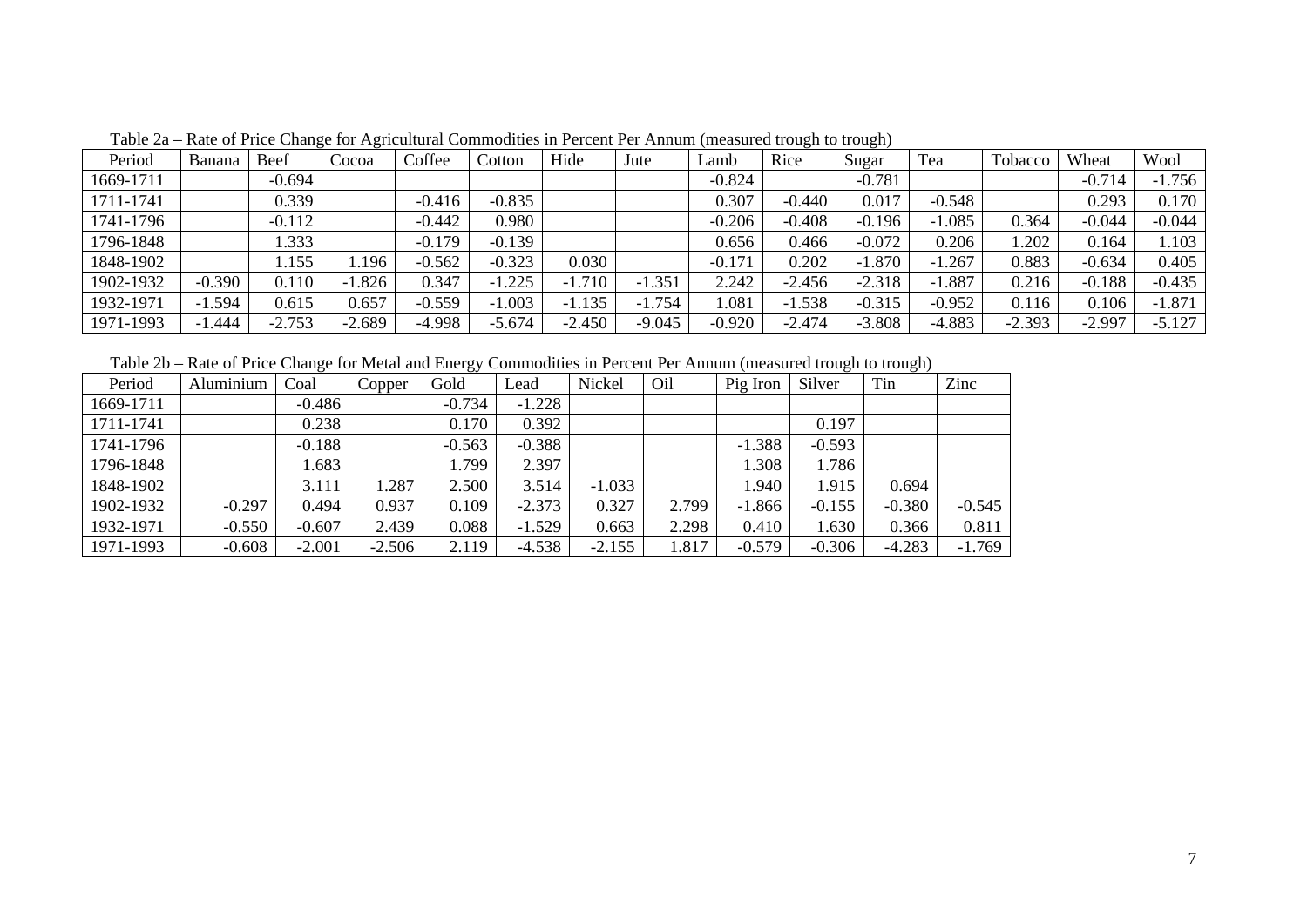Table 2a – Rate of Price Change for Agricultural Commodities in Percent Per Annum (measured trough to trough)

| Period | Banana | Beef | Cocoa | Coffee | Cotton | Hide | Jute | Lamb | Rice | Sugar | Tea | Tobacco | Wheat | Wool |
|---|---|---|---|---|---|---|---|---|---|---|---|---|---|---|
| 1669-1711 | | -0.694 | | | | | | -0.824 | | -0.781 | | | -0.714 | -1.756 |
| 1711-1741 | | 0.339 | | -0.416 | -0.835 | | | 0.307 | -0.440 | 0.017 | -0.548 | | 0.293 | 0.170 |
| 1741-1796 | | -0.112 | | -0.442 | 0.980 | | | -0.206 | -0.408 | -0.196 | -1.085 | 0.364 | -0.044 | -0.044 |
| 1796-1848 | | 1.333 | | -0.179 | -0.139 | | | 0.656 | 0.466 | -0.072 | 0.206 | 1.202 | 0.164 | 1.103 |
| 1848-1902 | | 1.155 | 1.196 | -0.562 | -0.323 | 0.030 | | -0.171 | 0.202 | -1.870 | -1.267 | 0.883 | -0.634 | 0.405 |
| 1902-1932 | -0.390 | 0.110 | -1.826 | 0.347 | -1.225 | -1.710 | -1.351 | 2.242 | -2.456 | -2.318 | -1.887 | 0.216 | -0.188 | -0.435 |
| 1932-1971 | -1.594 | 0.615 | 0.657 | -0.559 | -1.003 | -1.135 | -1.754 | 1.081 | -1.538 | -0.315 | -0.952 | 0.116 | 0.106 | -1.871 |
| 1971-1993 | -1.444 | -2.753 | -2.689 | -4.998 | -5.674 | -2.450 | -9.045 | -0.920 | -2.474 | -3.808 | -4.883 | -2.393 | -2.997 | -5.127 |

Table 2b – Rate of Price Change for Metal and Energy Commodities in Percent Per Annum (measured trough to trough)

| Period | Aluminium | Coal | Copper | Gold | Lead | Nickel | Oil | Pig Iron | Silver | Tin | Zinc |
|---|---|---|---|---|---|---|---|---|---|---|---|
| 1669-1711 | | -0.486 | | -0.734 | -1.228 | | | | | | |
| 1711-1741 | | 0.238 | | 0.170 | 0.392 | | | | 0.197 | | |
| 1741-1796 | | -0.188 | | -0.563 | -0.388 | | | -1.388 | -0.593 | | |
| 1796-1848 | | 1.683 | | 1.799 | 2.397 | | | 1.308 | 1.786 | | |
| 1848-1902 | | 3.111 | 1.287 | 2.500 | 3.514 | -1.033 | | 1.940 | 1.915 | 0.694 | |
| 1902-1932 | -0.297 | 0.494 | 0.937 | 0.109 | -2.373 | 0.327 | 2.799 | -1.866 | -0.155 | -0.380 | -0.545 |
| 1932-1971 | -0.550 | -0.607 | 2.439 | 0.088 | -1.529 | 0.663 | 2.298 | 0.410 | 1.630 | 0.366 | 0.811 |
| 1971-1993 | -0.608 | -2.001 | -2.506 | 2.119 | -4.538 | -2.155 | 1.817 | -0.579 | -0.306 | -4.283 | -1.769 |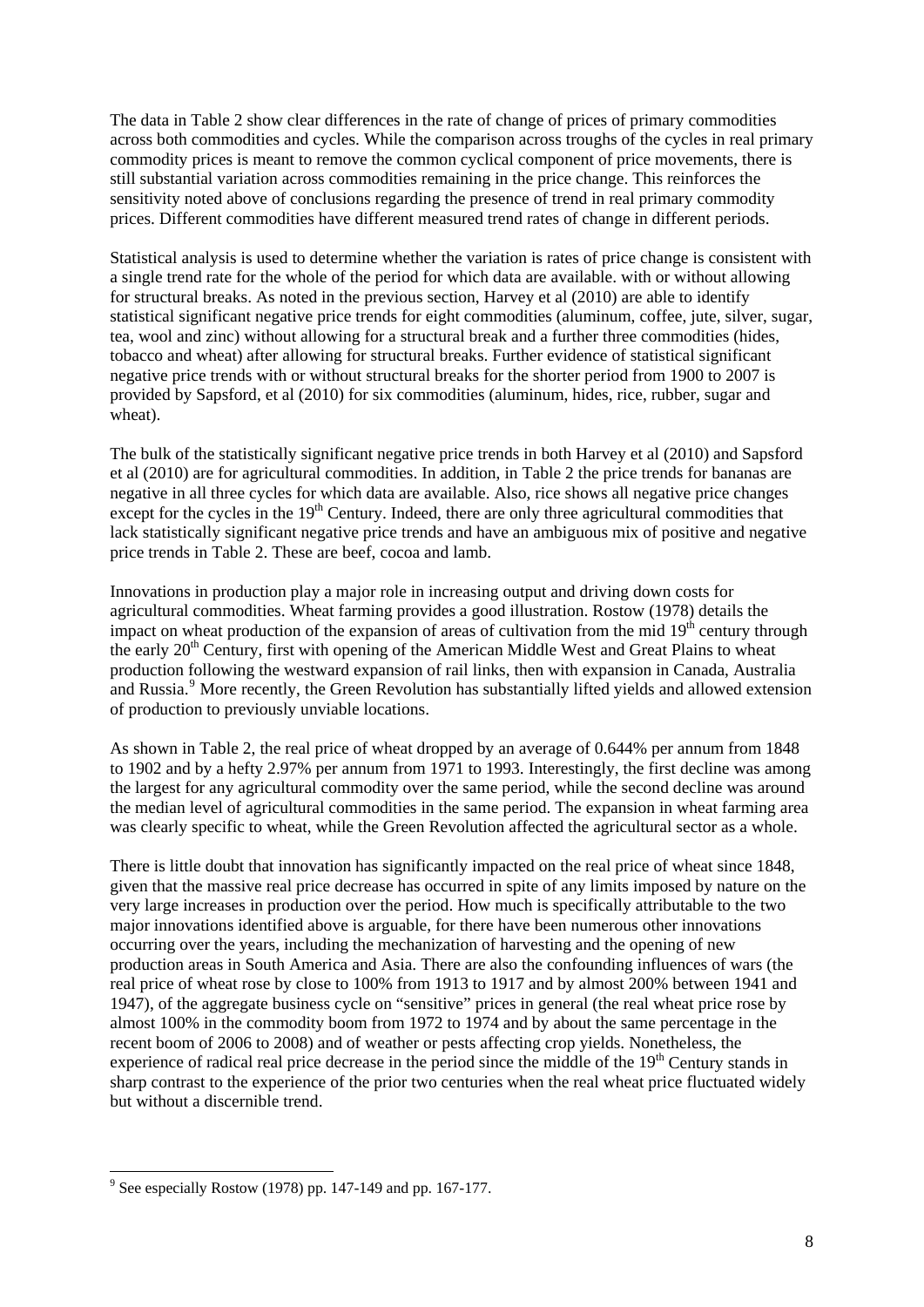The data in Table 2 show clear differences in the rate of change of prices of primary commodities across both commodities and cycles. While the comparison across troughs of the cycles in real primary commodity prices is meant to remove the common cyclical component of price movements, there is still substantial variation across commodities remaining in the price change. This reinforces the sensitivity noted above of conclusions regarding the presence of trend in real primary commodity prices. Different commodities have different measured trend rates of change in different periods.

Statistical analysis is used to determine whether the variation is rates of price change is consistent with a single trend rate for the whole of the period for which data are available. with or without allowing for structural breaks. As noted in the previous section, Harvey et al (2010) are able to identify statistical significant negative price trends for eight commodities (aluminum, coffee, jute, silver, sugar, tea, wool and zinc) without allowing for a structural break and a further three commodities (hides, tobacco and wheat) after allowing for structural breaks. Further evidence of statistical significant negative price trends with or without structural breaks for the shorter period from 1900 to 2007 is provided by Sapsford, et al (2010) for six commodities (aluminum, hides, rice, rubber, sugar and wheat).

The bulk of the statistically significant negative price trends in both Harvey et al (2010) and Sapsford et al (2010) are for agricultural commodities. In addition, in Table 2 the price trends for bananas are negative in all three cycles for which data are available. Also, rice shows all negative price changes except for the cycles in the 19th Century. Indeed, there are only three agricultural commodities that lack statistically significant negative price trends and have an ambiguous mix of positive and negative price trends in Table 2. These are beef, cocoa and lamb.

Innovations in production play a major role in increasing output and driving down costs for agricultural commodities. Wheat farming provides a good illustration. Rostow (1978) details the impact on wheat production of the expansion of areas of cultivation from the mid 19th century through the early 20th Century, first with opening of the American Middle West and Great Plains to wheat production following the westward expansion of rail links, then with expansion in Canada, Australia and Russia.[9] More recently, the Green Revolution has substantially lifted yields and allowed extension of production to previously unviable locations.

As shown in Table 2, the real price of wheat dropped by an average of 0.644% per annum from 1848 to 1902 and by a hefty 2.97% per annum from 1971 to 1993. Interestingly, the first decline was among the largest for any agricultural commodity over the same period, while the second decline was around the median level of agricultural commodities in the same period. The expansion in wheat farming area was clearly specific to wheat, while the Green Revolution affected the agricultural sector as a whole.

There is little doubt that innovation has significantly impacted on the real price of wheat since 1848, given that the massive real price decrease has occurred in spite of any limits imposed by nature on the very large increases in production over the period. How much is specifically attributable to the two major innovations identified above is arguable, for there have been numerous other innovations occurring over the years, including the mechanization of harvesting and the opening of new production areas in South America and Asia. There are also the confounding influences of wars (the real price of wheat rose by close to 100% from 1913 to 1917 and by almost 200% between 1941 and 1947), of the aggregate business cycle on "sensitive" prices in general (the real wheat price rose by almost 100% in the commodity boom from 1972 to 1974 and by about the same percentage in the recent boom of 2006 to 2008) and of weather or pests affecting crop yields. Nonetheless, the experience of radical real price decrease in the period since the middle of the 19th Century stands in sharp contrast to the experience of the prior two centuries when the real wheat price fluctuated widely but without a discernible trend.

---

[9] See especially Rostow (1978) pp. 147-149 and pp. 167-177.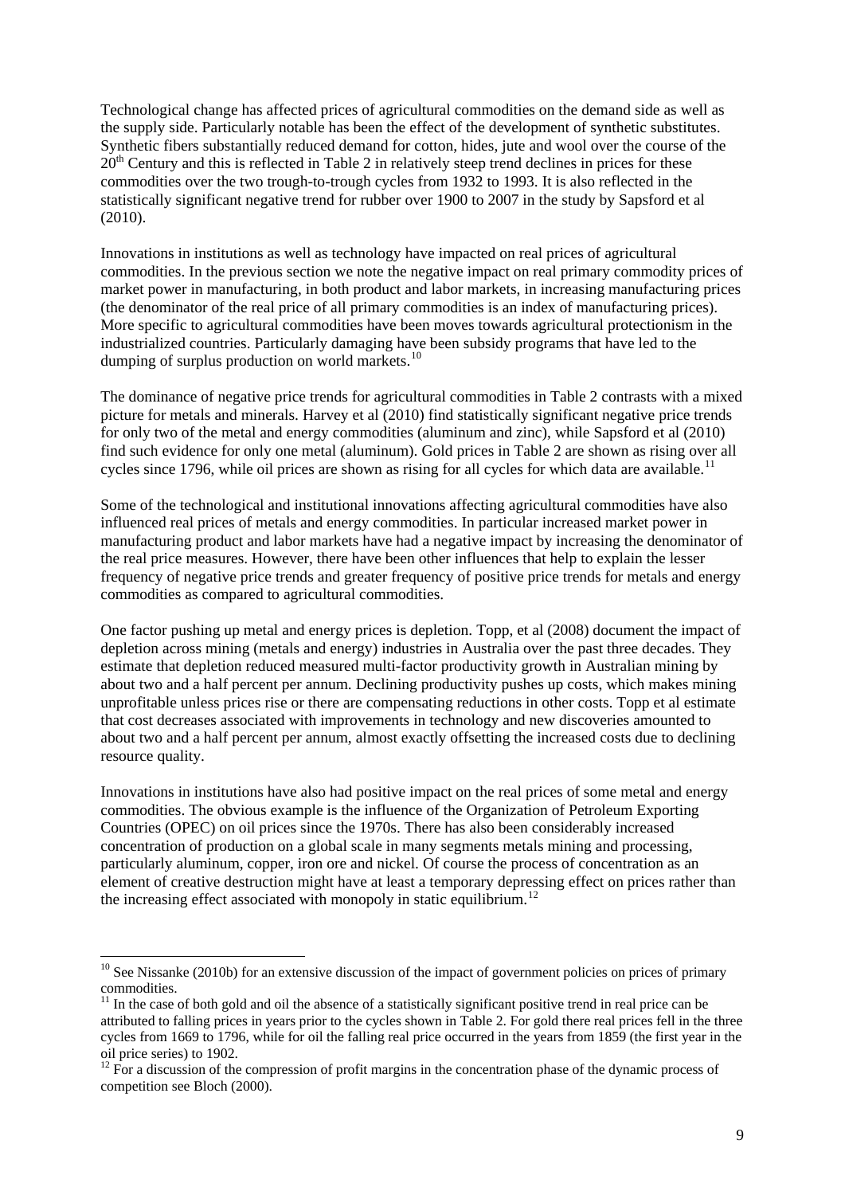Technological change has affected prices of agricultural commodities on the demand side as well as the supply side. Particularly notable has been the effect of the development of synthetic substitutes. Synthetic fibers substantially reduced demand for cotton, hides, jute and wool over the course of the 20th Century and this is reflected in Table 2 in relatively steep trend declines in prices for these commodities over the two trough-to-trough cycles from 1932 to 1993. It is also reflected in the statistically significant negative trend for rubber over 1900 to 2007 in the study by Sapsford et al (2010).

Innovations in institutions as well as technology have impacted on real prices of agricultural commodities. In the previous section we note the negative impact on real primary commodity prices of market power in manufacturing, in both product and labor markets, in increasing manufacturing prices (the denominator of the real price of all primary commodities is an index of manufacturing prices). More specific to agricultural commodities have been moves towards agricultural protectionism in the industrialized countries. Particularly damaging have been subsidy programs that have led to the dumping of surplus production on world markets.[10]

The dominance of negative price trends for agricultural commodities in Table 2 contrasts with a mixed picture for metals and minerals. Harvey et al (2010) find statistically significant negative price trends for only two of the metal and energy commodities (aluminum and zinc), while Sapsford et al (2010) find such evidence for only one metal (aluminum). Gold prices in Table 2 are shown as rising over all cycles since 1796, while oil prices are shown as rising for all cycles for which data are available.[11]

Some of the technological and institutional innovations affecting agricultural commodities have also influenced real prices of metals and energy commodities. In particular increased market power in manufacturing product and labor markets have had a negative impact by increasing the denominator of the real price measures. However, there have been other influences that help to explain the lesser frequency of negative price trends and greater frequency of positive price trends for metals and energy commodities as compared to agricultural commodities.

One factor pushing up metal and energy prices is depletion. Topp, et al (2008) document the impact of depletion across mining (metals and energy) industries in Australia over the past three decades. They estimate that depletion reduced measured multi-factor productivity growth in Australian mining by about two and a half percent per annum. Declining productivity pushes up costs, which makes mining unprofitable unless prices rise or there are compensating reductions in other costs. Topp et al estimate that cost decreases associated with improvements in technology and new discoveries amounted to about two and a half percent per annum, almost exactly offsetting the increased costs due to declining resource quality.

Innovations in institutions have also had positive impact on the real prices of some metal and energy commodities. The obvious example is the influence of the Organization of Petroleum Exporting Countries (OPEC) on oil prices since the 1970s. There has also been considerably increased concentration of production on a global scale in many segments metals mining and processing, particularly aluminum, copper, iron ore and nickel. Of course the process of concentration as an element of creative destruction might have at least a temporary depressing effect on prices rather than the increasing effect associated with monopoly in static equilibrium.[12]

---

[10] See Nissanke (2010b) for an extensive discussion of the impact of government policies on prices of primary commodities.

[11] In the case of both gold and oil the absence of a statistically significant positive trend in real price can be attributed to falling prices in years prior to the cycles shown in Table 2. For gold there real prices fell in the three cycles from 1669 to 1796, while for oil the falling real price occurred in the years from 1859 (the first year in the oil price series) to 1902.

[12] For a discussion of the compression of profit margins in the concentration phase of the dynamic process of competition see Bloch (2000).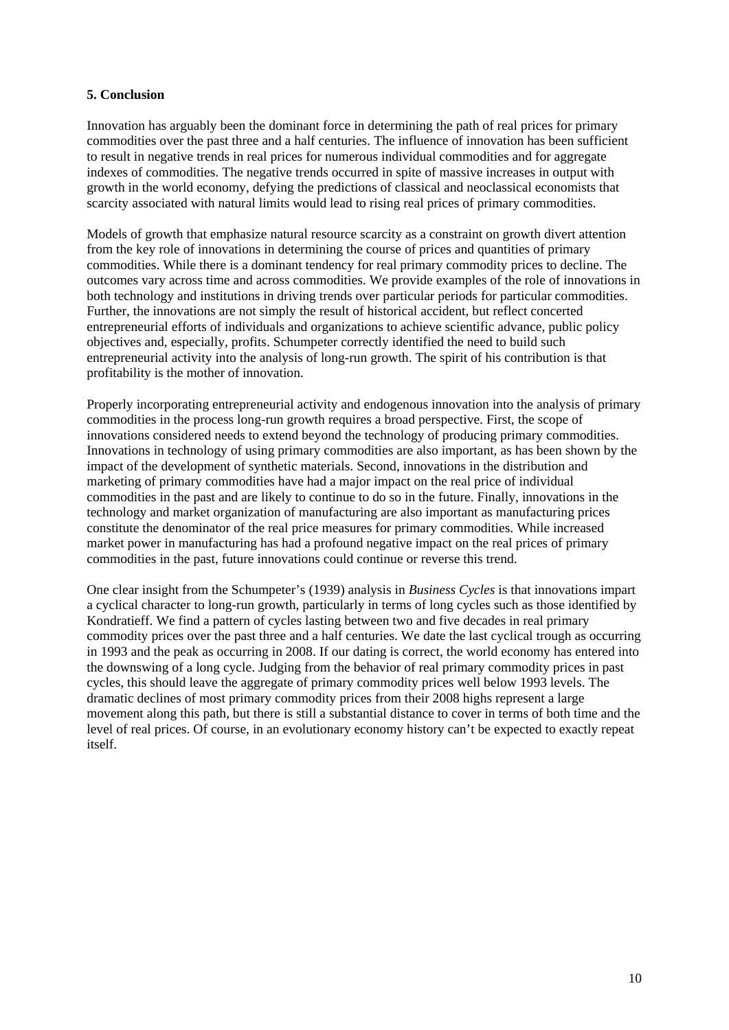**5. Conclusion**

Innovation has arguably been the dominant force in determining the path of real prices for primary commodities over the past three and a half centuries. The influence of innovation has been sufficient to result in negative trends in real prices for numerous individual commodities and for aggregate indexes of commodities. The negative trends occurred in spite of massive increases in output with growth in the world economy, defying the predictions of classical and neoclassical economists that scarcity associated with natural limits would lead to rising real prices of primary commodities.

Models of growth that emphasize natural resource scarcity as a constraint on growth divert attention from the key role of innovations in determining the course of prices and quantities of primary commodities. While there is a dominant tendency for real primary commodity prices to decline. The outcomes vary across time and across commodities. We provide examples of the role of innovations in both technology and institutions in driving trends over particular periods for particular commodities. Further, the innovations are not simply the result of historical accident, but reflect concerted entrepreneurial efforts of individuals and organizations to achieve scientific advance, public policy objectives and, especially, profits. Schumpeter correctly identified the need to build such entrepreneurial activity into the analysis of long-run growth. The spirit of his contribution is that profitability is the mother of innovation.

Properly incorporating entrepreneurial activity and endogenous innovation into the analysis of primary commodities in the process long-run growth requires a broad perspective. First, the scope of innovations considered needs to extend beyond the technology of producing primary commodities. Innovations in technology of using primary commodities are also important, as has been shown by the impact of the development of synthetic materials. Second, innovations in the distribution and marketing of primary commodities have had a major impact on the real price of individual commodities in the past and are likely to continue to do so in the future. Finally, innovations in the technology and market organization of manufacturing are also important as manufacturing prices constitute the denominator of the real price measures for primary commodities. While increased market power in manufacturing has had a profound negative impact on the real prices of primary commodities in the past, future innovations could continue or reverse this trend.

One clear insight from the Schumpeter's (1939) analysis in *Business Cycles* is that innovations impart a cyclical character to long-run growth, particularly in terms of long cycles such as those identified by Kondratieff. We find a pattern of cycles lasting between two and five decades in real primary commodity prices over the past three and a half centuries. We date the last cyclical trough as occurring in 1993 and the peak as occurring in 2008. If our dating is correct, the world economy has entered into the downswing of a long cycle. Judging from the behavior of real primary commodity prices in past cycles, this should leave the aggregate of primary commodity prices well below 1993 levels. The dramatic declines of most primary commodity prices from their 2008 highs represent a large movement along this path, but there is still a substantial distance to cover in terms of both time and the level of real prices. Of course, in an evolutionary economy history can't be expected to exactly repeat itself.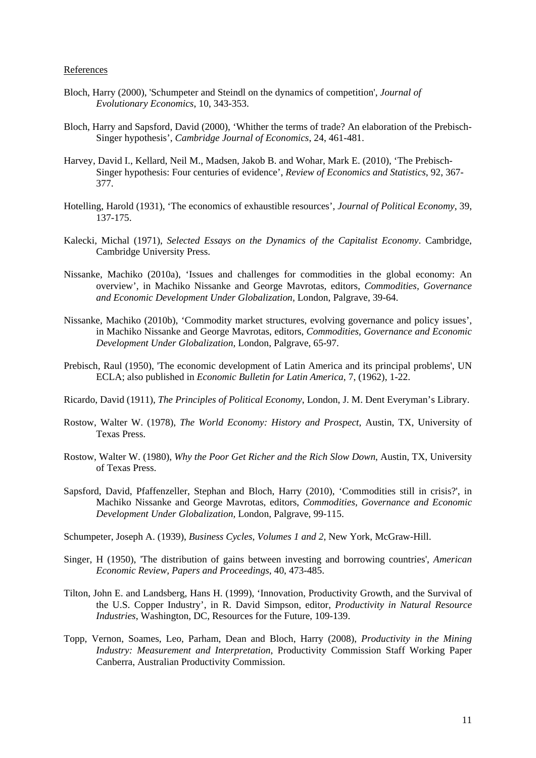References

Bloch, Harry (2000), 'Schumpeter and Steindl on the dynamics of competition', *Journal of Evolutionary Economics*, 10, 343-353.

Bloch, Harry and Sapsford, David (2000), 'Whither the terms of trade? An elaboration of the Prebisch-Singer hypothesis', *Cambridge Journal of Economics*, 24, 461-481.

Harvey, David I., Kellard, Neil M., Madsen, Jakob B. and Wohar, Mark E. (2010), 'The Prebisch-Singer hypothesis: Four centuries of evidence', *Review of Economics and Statistics*, 92, 367-377.

Hotelling, Harold (1931), 'The economics of exhaustible resources', *Journal of Political Economy*, 39, 137-175.

Kalecki, Michal (1971), *Selected Essays on the Dynamics of the Capitalist Economy*. Cambridge, Cambridge University Press.

Nissanke, Machiko (2010a), 'Issues and challenges for commodities in the global economy: An overview', in Machiko Nissanke and George Mavrotas, editors, *Commodities, Governance and Economic Development Under Globalization*, London, Palgrave, 39-64.

Nissanke, Machiko (2010b), 'Commodity market structures, evolving governance and policy issues', in Machiko Nissanke and George Mavrotas, editors, *Commodities, Governance and Economic Development Under Globalization*, London, Palgrave, 65-97.

Prebisch, Raul (1950), 'The economic development of Latin America and its principal problems', UN ECLA; also published in *Economic Bulletin for Latin America*, 7, (1962), 1-22.

Ricardo, David (1911), *The Principles of Political Economy*, London, J. M. Dent Everyman's Library.

Rostow, Walter W. (1978), *The World Economy: History and Prospect*, Austin, TX, University of Texas Press.

Rostow, Walter W. (1980), *Why the Poor Get Richer and the Rich Slow Down*, Austin, TX, University of Texas Press.

Sapsford, David, Pfaffenzeller, Stephan and Bloch, Harry (2010), 'Commodities still in crisis?', in Machiko Nissanke and George Mavrotas, editors, *Commodities, Governance and Economic Development Under Globalization*, London, Palgrave, 99-115.

Schumpeter, Joseph A. (1939), *Business Cycles, Volumes 1 and 2*, New York, McGraw-Hill.

Singer, H (1950), 'The distribution of gains between investing and borrowing countries', *American Economic Review, Papers and Proceedings*, 40, 473-485.

Tilton, John E. and Landsberg, Hans H. (1999), 'Innovation, Productivity Growth, and the Survival of the U.S. Copper Industry', in R. David Simpson, editor, *Productivity in Natural Resource Industries*, Washington, DC, Resources for the Future, 109-139.

Topp, Vernon, Soames, Leo, Parham, Dean and Bloch, Harry (2008), *Productivity in the Mining Industry: Measurement and Interpretation*, Productivity Commission Staff Working Paper Canberra, Australian Productivity Commission.